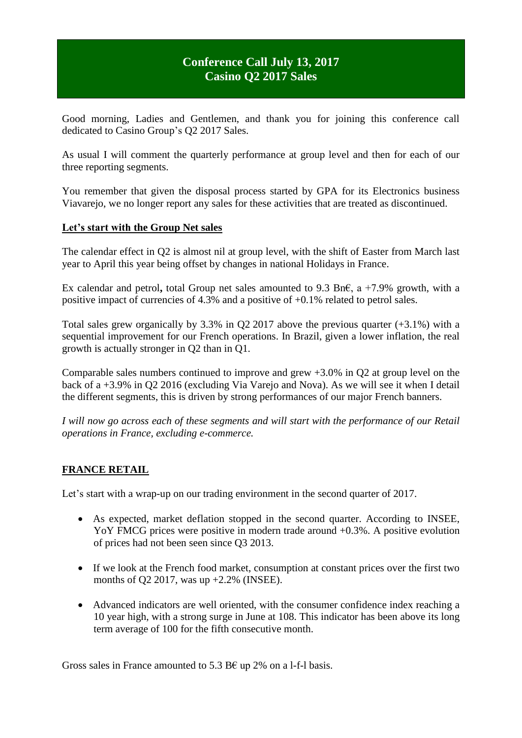# Conference Call July 13, 2017
# Casino Q2 2017 Sales

Good morning, Ladies and Gentlemen, and thank you for joining this conference call dedicated to Casino Group's Q2 2017 Sales.

As usual I will comment the quarterly performance at group level and then for each of our three reporting segments.

You remember that given the disposal process started by GPA for its Electronics business Viavarejo, we no longer report any sales for these activities that are treated as discontinued.

## Let's start with the Group Net sales

The calendar effect in Q2 is almost nil at group level, with the shift of Easter from March last year to April this year being offset by changes in national Holidays in France.

Ex calendar and petrol**,** total Group net sales amounted to 9.3 Bn€, a +7.9% growth, with a positive impact of currencies of 4.3% and a positive of +0.1% related to petrol sales.

Total sales grew organically by 3.3% in Q2 2017 above the previous quarter (+3.1%) with a sequential improvement for our French operations. In Brazil, given a lower inflation, the real growth is actually stronger in Q2 than in Q1.

Comparable sales numbers continued to improve and grew +3.0% in Q2 at group level on the back of a +3.9% in Q2 2016 (excluding Via Varejo and Nova). As we will see it when I detail the different segments, this is driven by strong performances of our major French banners.

*I will now go across each of these segments and will start with the performance of our Retail operations in France, excluding e-commerce.*

## FRANCE RETAIL

Let's start with a wrap-up on our trading environment in the second quarter of 2017.

- As expected, market deflation stopped in the second quarter. According to INSEE, YoY FMCG prices were positive in modern trade around +0.3%. A positive evolution of prices had not been seen since Q3 2013.
- If we look at the French food market, consumption at constant prices over the first two months of Q2 2017, was up +2.2% (INSEE).
- Advanced indicators are well oriented, with the consumer confidence index reaching a 10 year high, with a strong surge in June at 108. This indicator has been above its long term average of 100 for the fifth consecutive month.

Gross sales in France amounted to 5.3 B€ up 2% on a l-f-l basis.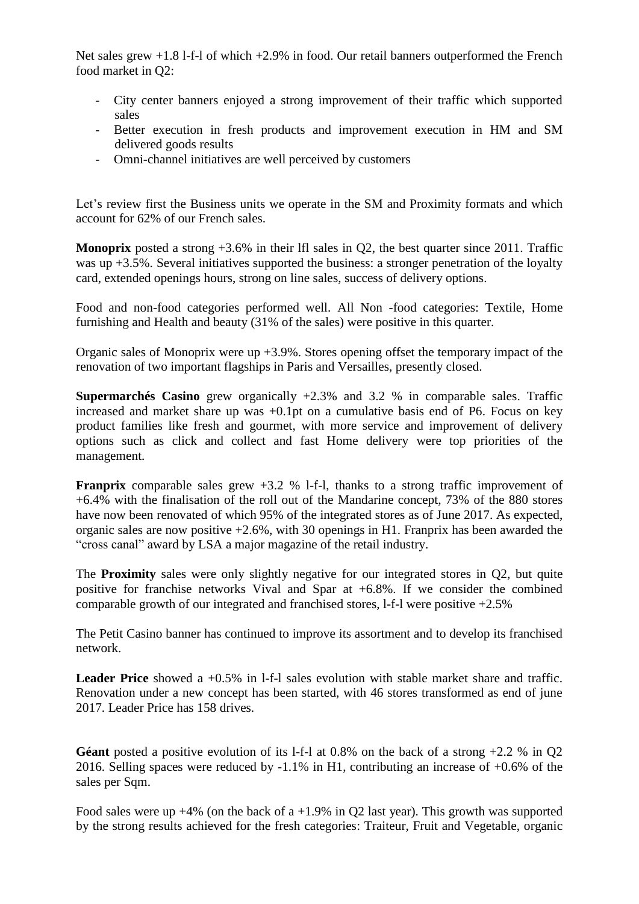Net sales grew +1.8 l-f-l of which +2.9% in food. Our retail banners outperformed the French food market in Q2:

- City center banners enjoyed a strong improvement of their traffic which supported sales
- Better execution in fresh products and improvement execution in HM and SM delivered goods results
- Omni-channel initiatives are well perceived by customers

Let's review first the Business units we operate in the SM and Proximity formats and which account for 62% of our French sales.

**Monoprix** posted a strong +3.6% in their lfl sales in Q2, the best quarter since 2011. Traffic was up +3.5%. Several initiatives supported the business: a stronger penetration of the loyalty card, extended openings hours, strong on line sales, success of delivery options.

Food and non-food categories performed well. All Non -food categories: Textile, Home furnishing and Health and beauty (31% of the sales) were positive in this quarter.

Organic sales of Monoprix were up +3.9%. Stores opening offset the temporary impact of the renovation of two important flagships in Paris and Versailles, presently closed.

**Supermarchés Casino** grew organically +2.3% and 3.2 % in comparable sales. Traffic increased and market share up was +0.1pt on a cumulative basis end of P6. Focus on key product families like fresh and gourmet, with more service and improvement of delivery options such as click and collect and fast Home delivery were top priorities of the management.

**Franprix** comparable sales grew +3.2 % l-f-l, thanks to a strong traffic improvement of +6.4% with the finalisation of the roll out of the Mandarine concept, 73% of the 880 stores have now been renovated of which 95% of the integrated stores as of June 2017. As expected, organic sales are now positive +2.6%, with 30 openings in H1. Franprix has been awarded the "cross canal" award by LSA a major magazine of the retail industry.

The **Proximity** sales were only slightly negative for our integrated stores in Q2, but quite positive for franchise networks Vival and Spar at +6.8%. If we consider the combined comparable growth of our integrated and franchised stores, l-f-l were positive +2.5%

The Petit Casino banner has continued to improve its assortment and to develop its franchised network.

**Leader Price** showed a +0.5% in l-f-l sales evolution with stable market share and traffic. Renovation under a new concept has been started, with 46 stores transformed as end of june 2017. Leader Price has 158 drives.

**Géant** posted a positive evolution of its l-f-l at 0.8% on the back of a strong +2.2 % in Q2 2016. Selling spaces were reduced by -1.1% in H1, contributing an increase of +0.6% of the sales per Sqm.

Food sales were up +4% (on the back of a +1.9% in Q2 last year). This growth was supported by the strong results achieved for the fresh categories: Traiteur, Fruit and Vegetable, organic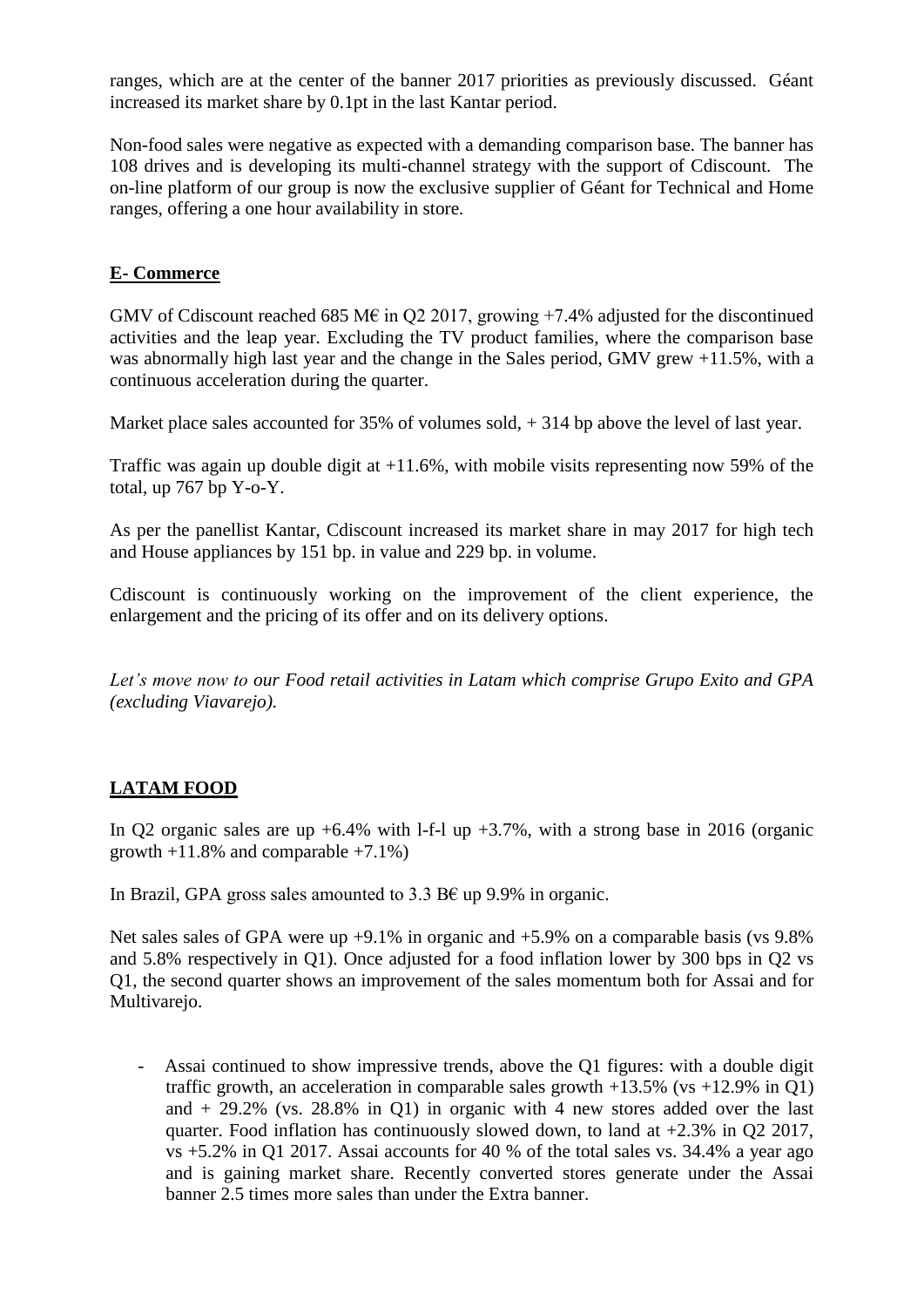ranges, which are at the center of the banner 2017 priorities as previously discussed. Géant increased its market share by 0.1pt in the last Kantar period.

Non-food sales were negative as expected with a demanding comparison base. The banner has 108 drives and is developing its multi-channel strategy with the support of Cdiscount. The on-line platform of our group is now the exclusive supplier of Géant for Technical and Home ranges, offering a one hour availability in store.

## **E- Commerce**

GMV of Cdiscount reached 685 M€ in Q2 2017, growing +7.4% adjusted for the discontinued activities and the leap year. Excluding the TV product families, where the comparison base was abnormally high last year and the change in the Sales period, GMV grew +11.5%, with a continuous acceleration during the quarter.

Market place sales accounted for 35% of volumes sold, + 314 bp above the level of last year.

Traffic was again up double digit at +11.6%, with mobile visits representing now 59% of the total, up 767 bp Y-o-Y.

As per the panellist Kantar, Cdiscount increased its market share in may 2017 for high tech and House appliances by 151 bp. in value and 229 bp. in volume.

Cdiscount is continuously working on the improvement of the client experience, the enlargement and the pricing of its offer and on its delivery options.

*Let's move now to our Food retail activities in Latam which comprise Grupo Exito and GPA (excluding Viavarejo).*

## **LATAM FOOD**

In Q2 organic sales are up +6.4% with l-f-l up +3.7%, with a strong base in 2016 (organic growth +11.8% and comparable +7.1%)

In Brazil, GPA gross sales amounted to 3.3 B€ up 9.9% in organic.

Net sales sales of GPA were up +9.1% in organic and +5.9% on a comparable basis (vs 9.8% and 5.8% respectively in Q1). Once adjusted for a food inflation lower by 300 bps in Q2 vs Q1, the second quarter shows an improvement of the sales momentum both for Assai and for Multivarejo.

- Assai continued to show impressive trends, above the Q1 figures: with a double digit traffic growth, an acceleration in comparable sales growth +13.5% (vs +12.9% in Q1) and + 29.2% (vs. 28.8% in Q1) in organic with 4 new stores added over the last quarter. Food inflation has continuously slowed down, to land at +2.3% in Q2 2017, vs +5.2% in Q1 2017. Assai accounts for 40 % of the total sales vs. 34.4% a year ago and is gaining market share. Recently converted stores generate under the Assai banner 2.5 times more sales than under the Extra banner.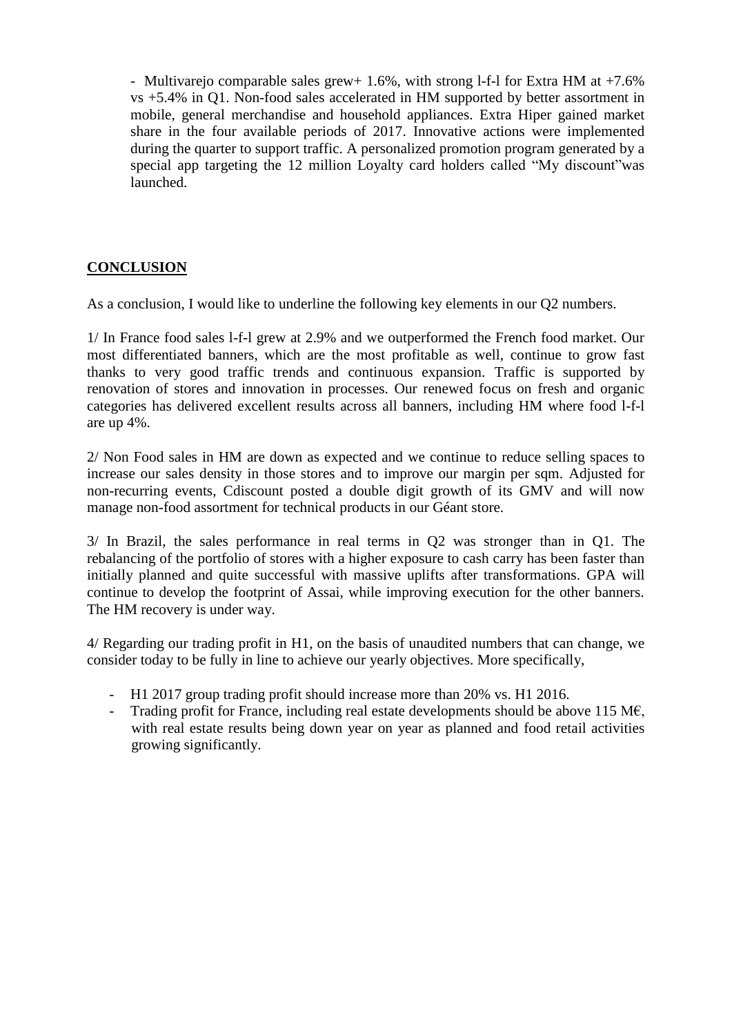- Multivarejo comparable sales grew+ 1.6%, with strong l-f-l for Extra HM at +7.6% vs +5.4% in Q1. Non-food sales accelerated in HM supported by better assortment in mobile, general merchandise and household appliances. Extra Hiper gained market share in the four available periods of 2017. Innovative actions were implemented during the quarter to support traffic. A personalized promotion program generated by a special app targeting the 12 million Loyalty card holders called "My discount"was launched.

## CONCLUSION

As a conclusion, I would like to underline the following key elements in our Q2 numbers.

1/ In France food sales l-f-l grew at 2.9% and we outperformed the French food market. Our most differentiated banners, which are the most profitable as well, continue to grow fast thanks to very good traffic trends and continuous expansion. Traffic is supported by renovation of stores and innovation in processes. Our renewed focus on fresh and organic categories has delivered excellent results across all banners, including HM where food l-f-l are up 4%.

2/ Non Food sales in HM are down as expected and we continue to reduce selling spaces to increase our sales density in those stores and to improve our margin per sqm. Adjusted for non-recurring events, Cdiscount posted a double digit growth of its GMV and will now manage non-food assortment for technical products in our Géant store.

3/ In Brazil, the sales performance in real terms in Q2 was stronger than in Q1. The rebalancing of the portfolio of stores with a higher exposure to cash carry has been faster than initially planned and quite successful with massive uplifts after transformations. GPA will continue to develop the footprint of Assai, while improving execution for the other banners. The HM recovery is under way.

4/ Regarding our trading profit in H1, on the basis of unaudited numbers that can change, we consider today to be fully in line to achieve our yearly objectives. More specifically,

- H1 2017 group trading profit should increase more than 20% vs. H1 2016.
- Trading profit for France, including real estate developments should be above 115 M€, with real estate results being down year on year as planned and food retail activities growing significantly.